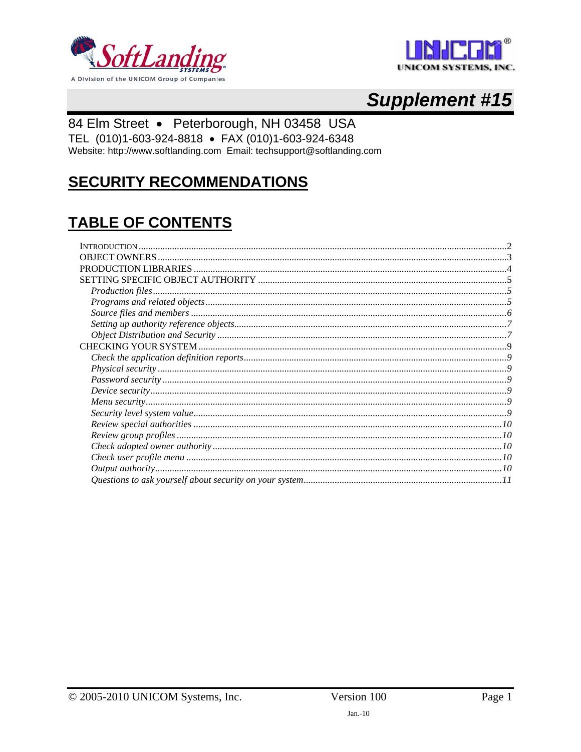SoftLanding SYSTEMS

A Division of the UNICOM Group of Companies

UNICOM SYSTEMS, INC.

# *Supplement #15*

84 Elm Street • Peterborough, NH 03458 USA
TEL (010)1-603-924-8818 • FAX (010)1-603-924-6348
Website: http://www.softlanding.com Email: techsupport@softlanding.com

## SECURITY RECOMMENDATIONS

## TABLE OF CONTENTS

- INTRODUCTION ........ 2
- OBJECT OWNERS ........ 3
- PRODUCTION LIBRARIES ........ 4
- SETTING SPECIFIC OBJECT AUTHORITY ........ 5
  - *Production files* ........ 5
  - *Programs and related objects* ........ 5
  - *Source files and members* ........ 6
  - *Setting up authority reference objects* ........ 7
  - *Object Distribution and Security* ........ 7
- CHECKING YOUR SYSTEM ........ 9
  - *Check the application definition reports* ........ 9
  - *Physical security* ........ 9
  - *Password security* ........ 9
  - *Device security* ........ 9
  - *Menu security* ........ 9
  - *Security level system value* ........ 9
  - *Review special authorities* ........ 10
  - *Review group profiles* ........ 10
  - *Check adopted owner authority* ........ 10
  - *Check user profile menu* ........ 10
  - *Output authority* ........ 10
  - *Questions to ask yourself about security on your system* ........ 11

© 2005-2010 UNICOM Systems, Inc. Version 100 Jan.-10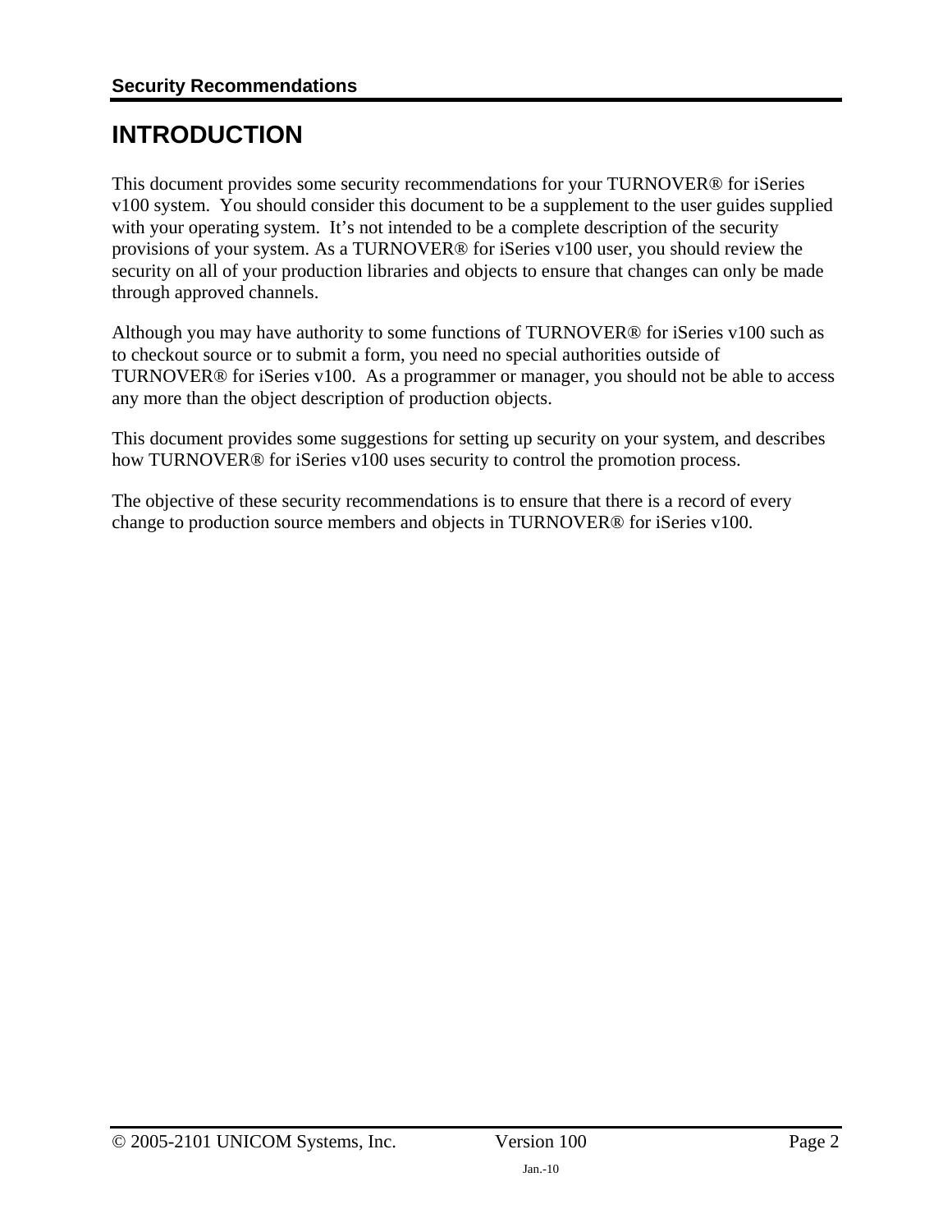# INTRODUCTION

This document provides some security recommendations for your TURNOVER® for iSeries v100 system. You should consider this document to be a supplement to the user guides supplied with your operating system. It's not intended to be a complete description of the security provisions of your system. As a TURNOVER® for iSeries v100 user, you should review the security on all of your production libraries and objects to ensure that changes can only be made through approved channels.

Although you may have authority to some functions of TURNOVER® for iSeries v100 such as to checkout source or to submit a form, you need no special authorities outside of TURNOVER® for iSeries v100. As a programmer or manager, you should not be able to access any more than the object description of production objects.

This document provides some suggestions for setting up security on your system, and describes how TURNOVER® for iSeries v100 uses security to control the promotion process.

The objective of these security recommendations is to ensure that there is a record of every change to production source members and objects in TURNOVER® for iSeries v100.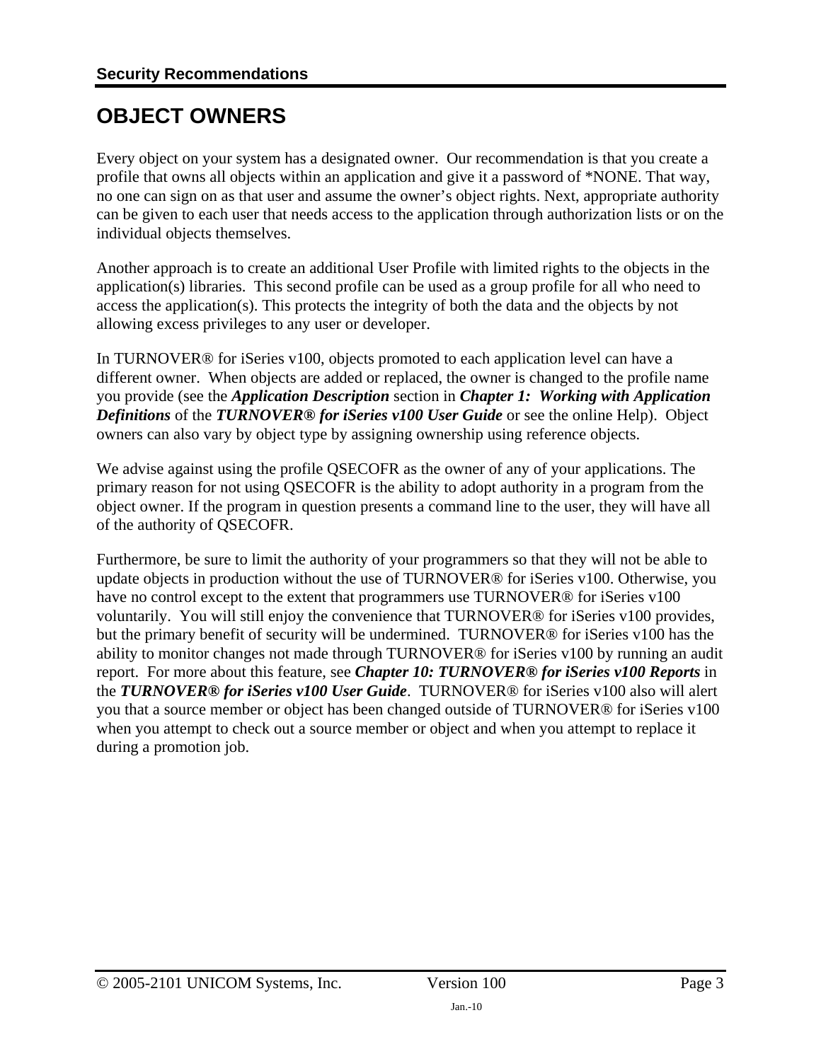# OBJECT OWNERS

Every object on your system has a designated owner. Our recommendation is that you create a profile that owns all objects within an application and give it a password of *NONE. That way, no one can sign on as that user and assume the owner's object rights. Next, appropriate authority can be given to each user that needs access to the application through authorization lists or on the individual objects themselves.

Another approach is to create an additional User Profile with limited rights to the objects in the application(s) libraries. This second profile can be used as a group profile for all who need to access the application(s). This protects the integrity of both the data and the objects by not allowing excess privileges to any user or developer.

In TURNOVER® for iSeries v100, objects promoted to each application level can have a different owner. When objects are added or replaced, the owner is changed to the profile name you provide (see the ***Application Description*** section in ***Chapter 1: Working with Application Definitions*** of the ***TURNOVER® for iSeries v100 User Guide*** or see the online Help). Object owners can also vary by object type by assigning ownership using reference objects.

We advise against using the profile QSECOFR as the owner of any of your applications. The primary reason for not using QSECOFR is the ability to adopt authority in a program from the object owner. If the program in question presents a command line to the user, they will have all of the authority of QSECOFR.

Furthermore, be sure to limit the authority of your programmers so that they will not be able to update objects in production without the use of TURNOVER® for iSeries v100. Otherwise, you have no control except to the extent that programmers use TURNOVER® for iSeries v100 voluntarily. You will still enjoy the convenience that TURNOVER® for iSeries v100 provides, but the primary benefit of security will be undermined. TURNOVER® for iSeries v100 has the ability to monitor changes not made through TURNOVER® for iSeries v100 by running an audit report. For more about this feature, see ***Chapter 10: TURNOVER® for iSeries v100 Reports*** in the ***TURNOVER® for iSeries v100 User Guide***. TURNOVER® for iSeries v100 also will alert you that a source member or object has been changed outside of TURNOVER® for iSeries v100 when you attempt to check out a source member or object and when you attempt to replace it during a promotion job.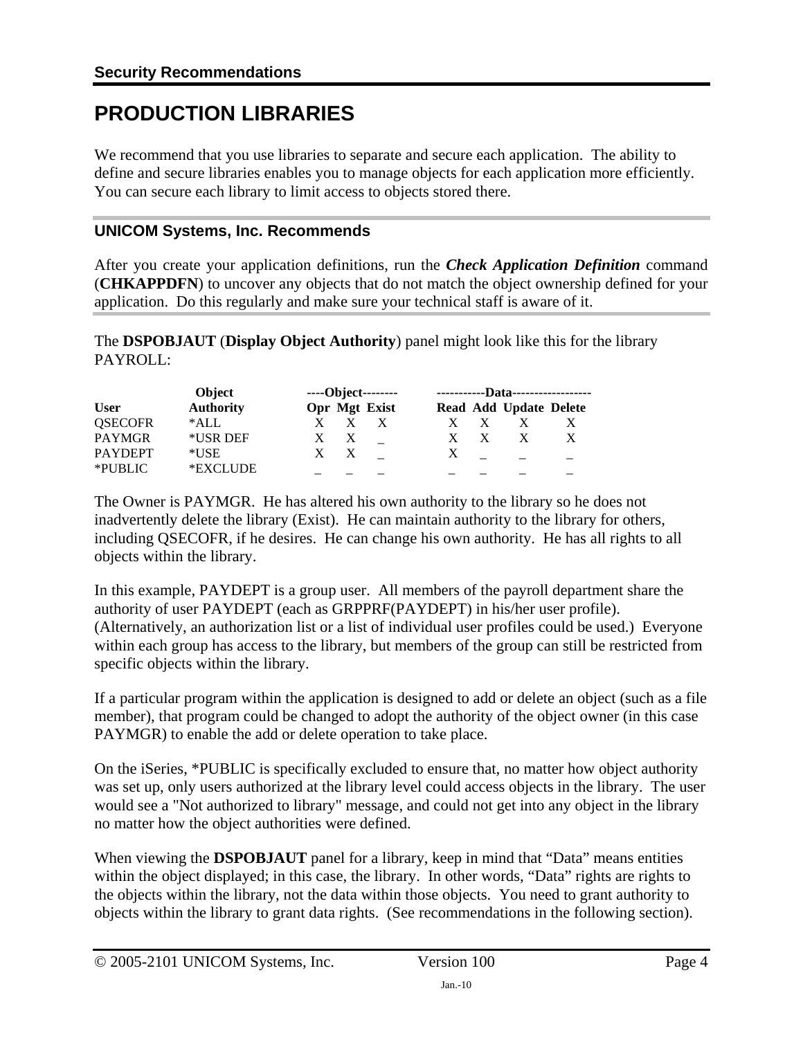# PRODUCTION LIBRARIES

We recommend that you use libraries to separate and secure each application. The ability to define and secure libraries enables you to manage objects for each application more efficiently. You can secure each library to limit access to objects stored there.

## UNICOM Systems, Inc. Recommends

After you create your application definitions, run the ***Check Application Definition*** command (**CHKAPPDFN**) to uncover any objects that do not match the object ownership defined for your application. Do this regularly and make sure your technical staff is aware of it.

The **DSPOBJAUT** (**Display Object Authority**) panel might look like this for the library PAYROLL:

| | Object | ----Object-------- | | | -----------Data------------------ | | | |
|---|---|---|---|---|---|---|---|---|
| **User** | **Authority** | **Opr** | **Mgt** | **Exist** | **Read** | **Add** | **Update** | **Delete** |
| QSECOFR | *ALL | X | X | X | X | X | X | X |
| PAYMGR | *USR DEF | X | X | _ | X | X | X | X |
| PAYDEPT | *USE | X | X | _ | X | _ | _ | _ |
| *PUBLIC | *EXCLUDE | _ | _ | _ | _ | _ | _ | _ |

The Owner is PAYMGR. He has altered his own authority to the library so he does not inadvertently delete the library (Exist). He can maintain authority to the library for others, including QSECOFR, if he desires. He can change his own authority. He has all rights to all objects within the library.

In this example, PAYDEPT is a group user. All members of the payroll department share the authority of user PAYDEPT (each as GRPPRF(PAYDEPT) in his/her user profile). (Alternatively, an authorization list or a list of individual user profiles could be used.) Everyone within each group has access to the library, but members of the group can still be restricted from specific objects within the library.

If a particular program within the application is designed to add or delete an object (such as a file member), that program could be changed to adopt the authority of the object owner (in this case PAYMGR) to enable the add or delete operation to take place.

On the iSeries, *PUBLIC is specifically excluded to ensure that, no matter how object authority was set up, only users authorized at the library level could access objects in the library. The user would see a "Not authorized to library" message, and could not get into any object in the library no matter how the object authorities were defined.

When viewing the **DSPOBJAUT** panel for a library, keep in mind that “Data” means entities within the object displayed; in this case, the library. In other words, “Data” rights are rights to the objects within the library, not the data within those objects. You need to grant authority to objects within the library to grant data rights. (See recommendations in the following section).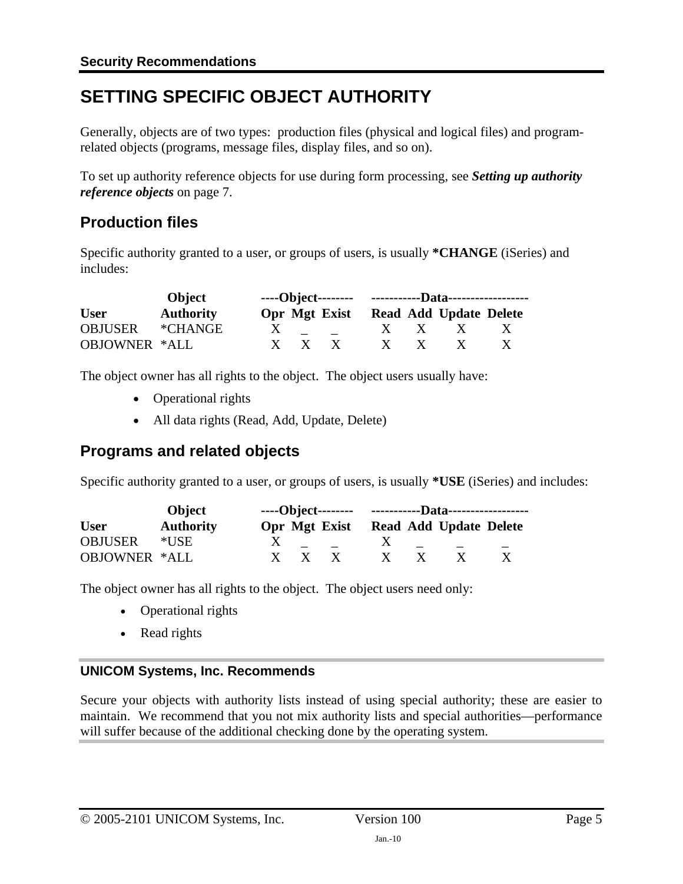## SETTING SPECIFIC OBJECT AUTHORITY

Generally, objects are of two types: production files (physical and logical files) and program-related objects (programs, message files, display files, and so on).

To set up authority reference objects for use during form processing, see ***Setting up authority reference objects*** on page 7.

### Production files

Specific authority granted to a user, or groups of users, is usually **\*CHANGE** (iSeries) and includes:

| | Object | ----Object-------- | | | -----------Data------------------ | | | |
|---|---|---|---|---|---|---|---|---|
| **User** | **Authority** | **Opr** | **Mgt** | **Exist** | **Read** | **Add** | **Update** | **Delete** |
| OBJUSER | *CHANGE | X | _ | _ | X | X | X | X |
| OBJOWNER | *ALL | X | X | X | X | X | X | X |

The object owner has all rights to the object. The object users usually have:

- Operational rights
- All data rights (Read, Add, Update, Delete)

### Programs and related objects

Specific authority granted to a user, or groups of users, is usually **\*USE** (iSeries) and includes:

| | Object | ----Object-------- | | | -----------Data------------------ | | | |
|---|---|---|---|---|---|---|---|---|
| **User** | **Authority** | **Opr** | **Mgt** | **Exist** | **Read** | **Add** | **Update** | **Delete** |
| OBJUSER | *USE | X | _ | _ | X | _ | _ | _ |
| OBJOWNER | *ALL | X | X | X | X | X | X | X |

The object owner has all rights to the object. The object users need only:

- Operational rights
- Read rights

#### UNICOM Systems, Inc. Recommends

Secure your objects with authority lists instead of using special authority; these are easier to maintain. We recommend that you not mix authority lists and special authorities—performance will suffer because of the additional checking done by the operating system.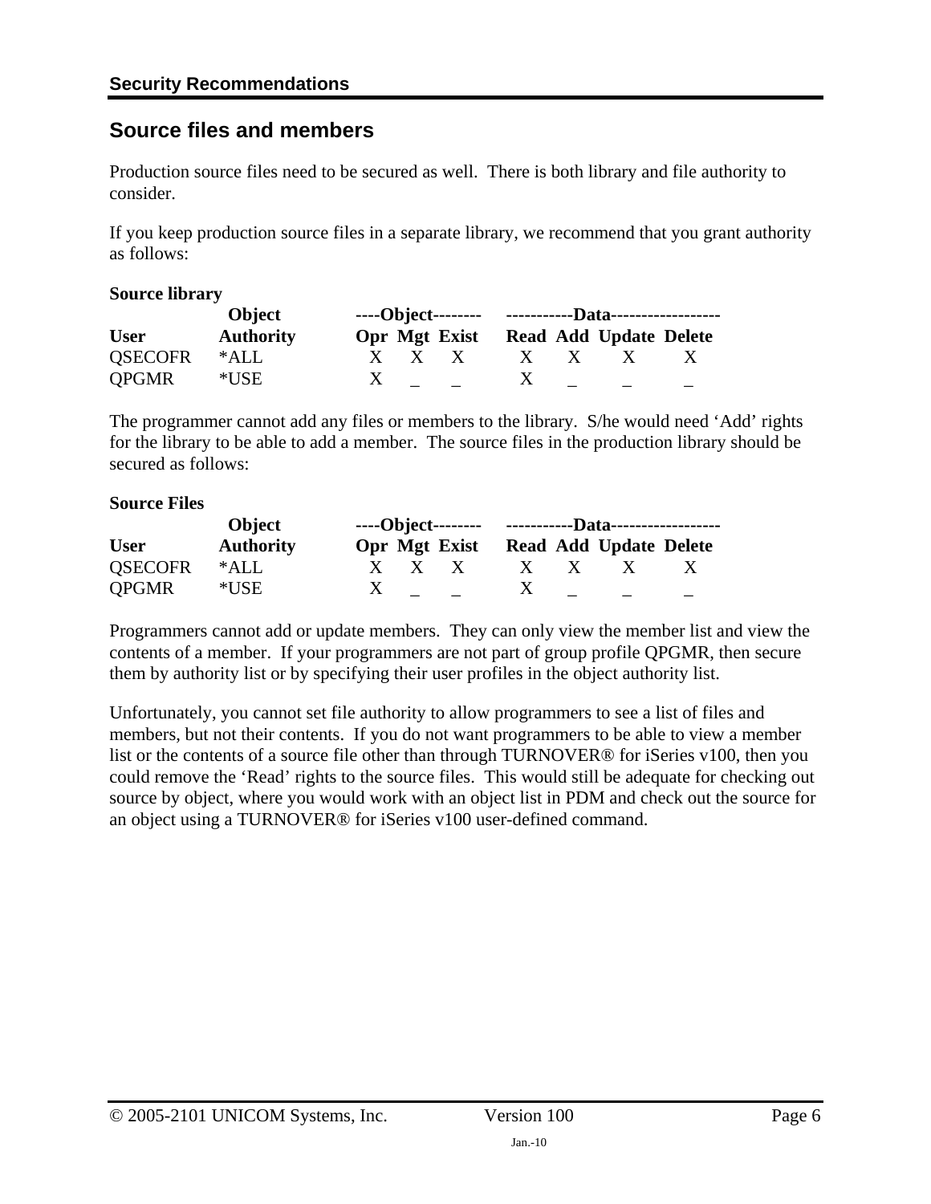## Source files and members

Production source files need to be secured as well. There is both library and file authority to consider.

If you keep production source files in a separate library, we recommend that you grant authority as follows:

**Source library**

| User | Object Authority | ----Object-------- | | | -----------Data------------------ | | | |
|---|---|---|---|---|---|---|---|---|
| | | **Opr** | **Mgt** | **Exist** | **Read** | **Add** | **Update** | **Delete** |
| QSECOFR | *ALL | X | X | X | X | X | X | X |
| QPGMR | *USE | X | _ | _ | X | _ | _ | _ |

The programmer cannot add any files or members to the library. S/he would need 'Add' rights for the library to be able to add a member. The source files in the production library should be secured as follows:

**Source Files**

| User | Object Authority | ----Object-------- | | | -----------Data------------------ | | | |
|---|---|---|---|---|---|---|---|---|
| | | **Opr** | **Mgt** | **Exist** | **Read** | **Add** | **Update** | **Delete** |
| QSECOFR | *ALL | X | X | X | X | X | X | X |
| QPGMR | *USE | X | _ | _ | X | _ | _ | _ |

Programmers cannot add or update members. They can only view the member list and view the contents of a member. If your programmers are not part of group profile QPGMR, then secure them by authority list or by specifying their user profiles in the object authority list.

Unfortunately, you cannot set file authority to allow programmers to see a list of files and members, but not their contents. If you do not want programmers to be able to view a member list or the contents of a source file other than through TURNOVER® for iSeries v100, then you could remove the 'Read' rights to the source files. This would still be adequate for checking out source by object, where you would work with an object list in PDM and check out the source for an object using a TURNOVER® for iSeries v100 user-defined command.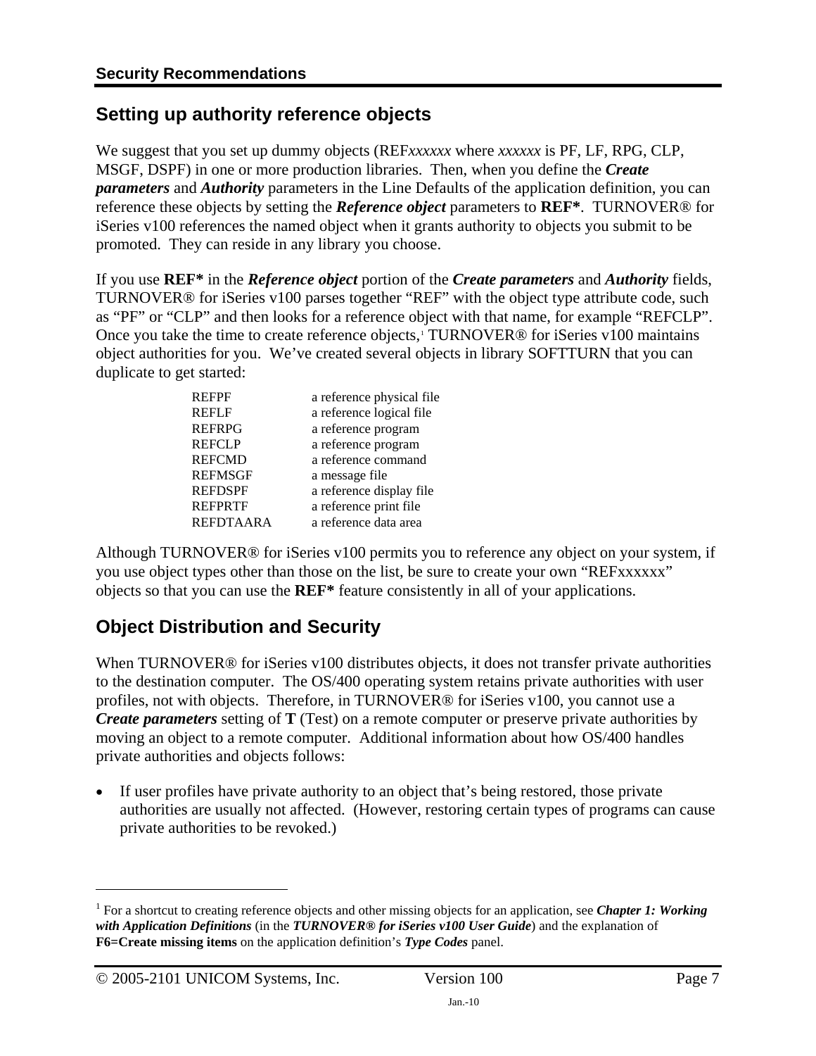## Setting up authority reference objects

We suggest that you set up dummy objects (REF*xxxxxx* where *xxxxxx* is PF, LF, RPG, CLP, MSGF, DSPF) in one or more production libraries. Then, when you define the ***Create parameters*** and ***Authority*** parameters in the Line Defaults of the application definition, you can reference these objects by setting the ***Reference object*** parameters to **REF***. TURNOVER® for iSeries v100 references the named object when it grants authority to objects you submit to be promoted. They can reside in any library you choose.

If you use **REF*** in the ***Reference object*** portion of the ***Create parameters*** and ***Authority*** fields, TURNOVER® for iSeries v100 parses together “REF” with the object type attribute code, such as “PF” or “CLP” and then looks for a reference object with that name, for example “REFCLP”. Once you take the time to create reference objects,[1] TURNOVER® for iSeries v100 maintains object authorities for you. We’ve created several objects in library SOFTTURN that you can duplicate to get started:

| | |
|---|---|
| REFPF | a reference physical file |
| REFLF | a reference logical file |
| REFRPG | a reference program |
| REFCLP | a reference program |
| REFCMD | a reference command |
| REFMSGF | a message file |
| REFDSPF | a reference display file |
| REFPRTF | a reference print file |
| REFDTAARA | a reference data area |

Although TURNOVER® for iSeries v100 permits you to reference any object on your system, if you use object types other than those on the list, be sure to create your own “REFxxxxxx” objects so that you can use the **REF*** feature consistently in all of your applications.

## Object Distribution and Security

When TURNOVER® for iSeries v100 distributes objects, it does not transfer private authorities to the destination computer. The OS/400 operating system retains private authorities with user profiles, not with objects. Therefore, in TURNOVER® for iSeries v100, you cannot use a ***Create parameters*** setting of **T** (Test) on a remote computer or preserve private authorities by moving an object to a remote computer. Additional information about how OS/400 handles private authorities and objects follows:

- If user profiles have private authority to an object that’s being restored, those private authorities are usually not affected. (However, restoring certain types of programs can cause private authorities to be revoked.)

---

[1] For a shortcut to creating reference objects and other missing objects for an application, see ***Chapter 1: Working with Application Definitions*** (in the ***TURNOVER® for iSeries v100 User Guide***) and the explanation of **F6=Create missing items** on the application definition’s ***Type Codes*** panel.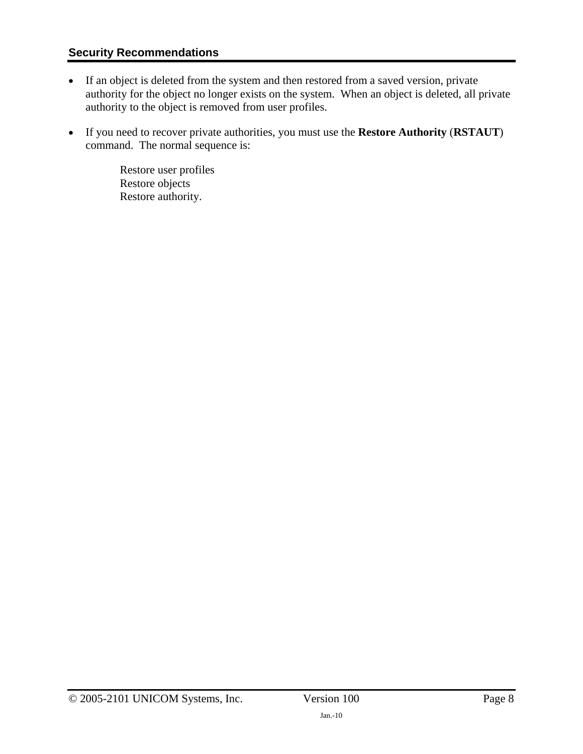## Security Recommendations

- If an object is deleted from the system and then restored from a saved version, private authority for the object no longer exists on the system. When an object is deleted, all private authority to the object is removed from user profiles.
- If you need to recover private authorities, you must use the **Restore Authority** (**RSTAUT**) command. The normal sequence is:

  Restore user profiles
  Restore objects
  Restore authority.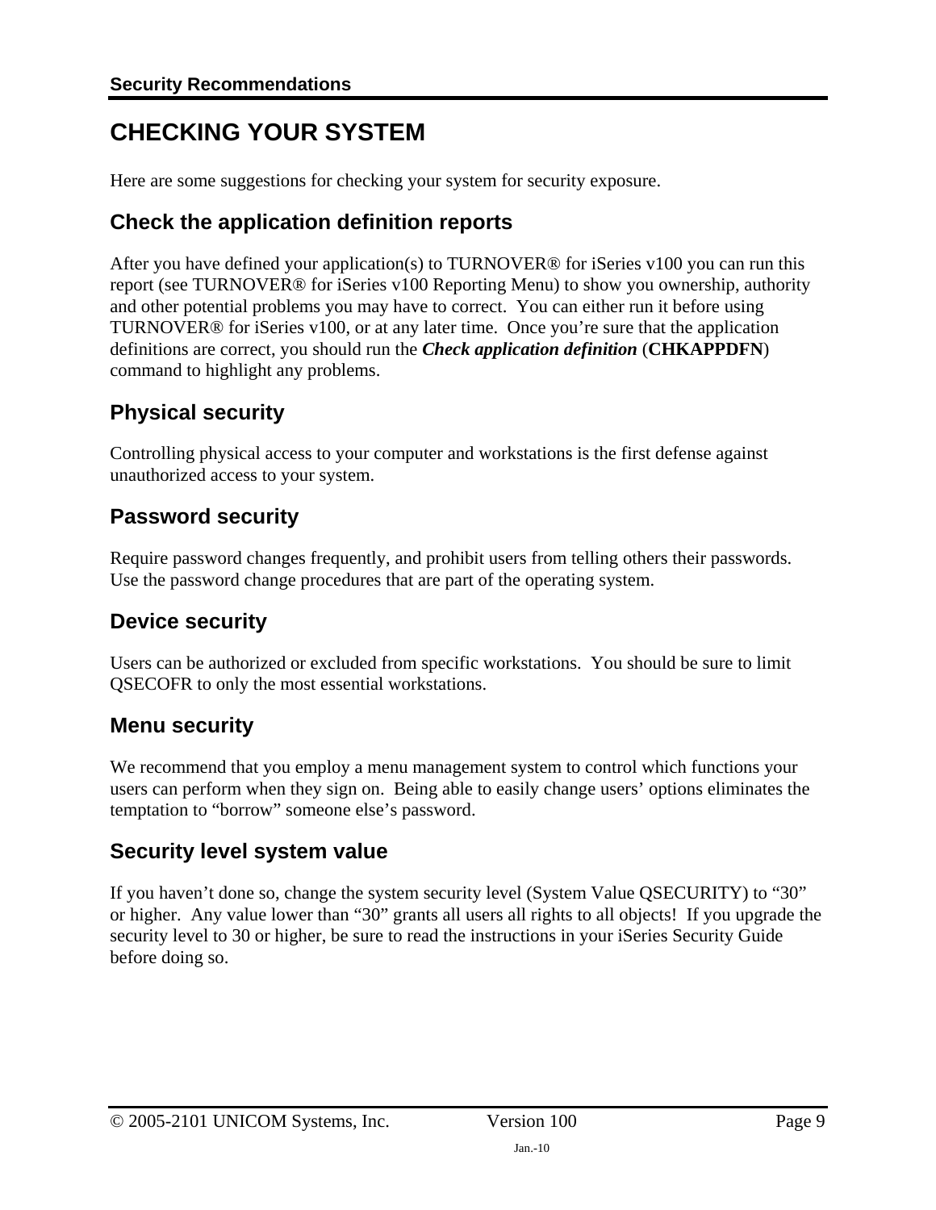# CHECKING YOUR SYSTEM

Here are some suggestions for checking your system for security exposure.

## Check the application definition reports

After you have defined your application(s) to TURNOVER® for iSeries v100 you can run this report (see TURNOVER® for iSeries v100 Reporting Menu) to show you ownership, authority and other potential problems you may have to correct. You can either run it before using TURNOVER® for iSeries v100, or at any later time. Once you're sure that the application definitions are correct, you should run the ***Check application definition*** (**CHKAPPDFN**) command to highlight any problems.

## Physical security

Controlling physical access to your computer and workstations is the first defense against unauthorized access to your system.

## Password security

Require password changes frequently, and prohibit users from telling others their passwords. Use the password change procedures that are part of the operating system.

## Device security

Users can be authorized or excluded from specific workstations. You should be sure to limit QSECOFR to only the most essential workstations.

## Menu security

We recommend that you employ a menu management system to control which functions your users can perform when they sign on. Being able to easily change users' options eliminates the temptation to "borrow" someone else's password.

## Security level system value

If you haven't done so, change the system security level (System Value QSECURITY) to "30" or higher. Any value lower than "30" grants all users all rights to all objects! If you upgrade the security level to 30 or higher, be sure to read the instructions in your iSeries Security Guide before doing so.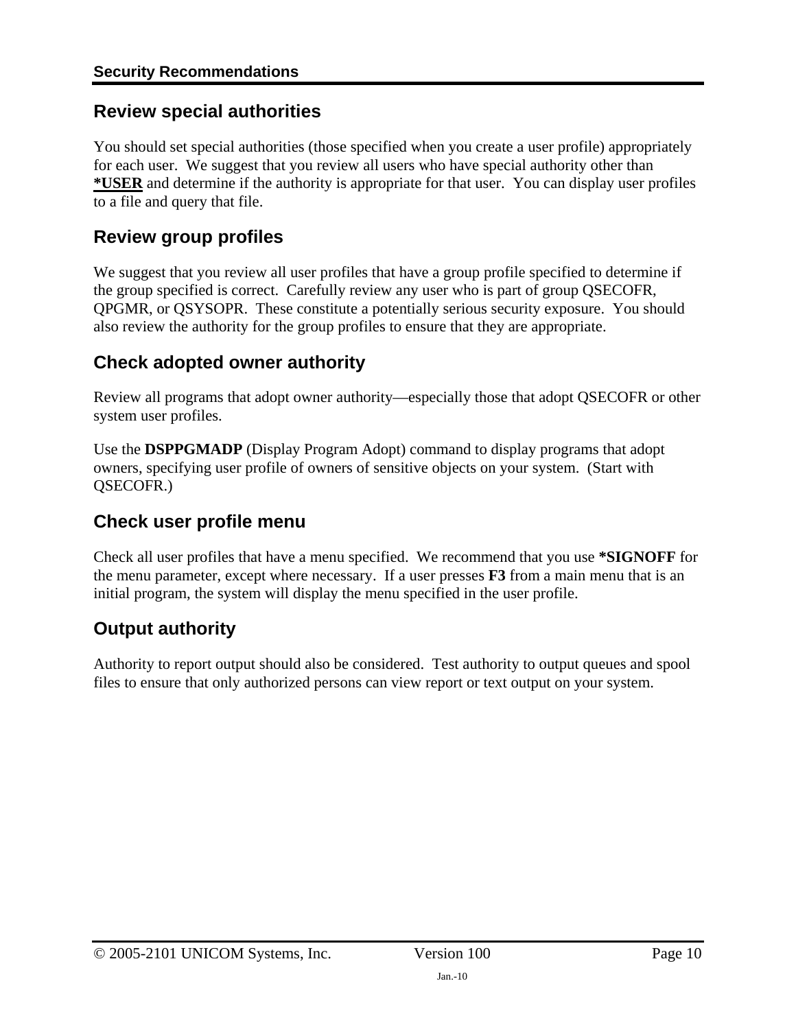## Review special authorities

You should set special authorities (those specified when you create a user profile) appropriately for each user. We suggest that you review all users who have special authority other than **\*USER** and determine if the authority is appropriate for that user. You can display user profiles to a file and query that file.

## Review group profiles

We suggest that you review all user profiles that have a group profile specified to determine if the group specified is correct. Carefully review any user who is part of group QSECOFR, QPGMR, or QSYSOPR. These constitute a potentially serious security exposure. You should also review the authority for the group profiles to ensure that they are appropriate.

## Check adopted owner authority

Review all programs that adopt owner authority—especially those that adopt QSECOFR or other system user profiles.

Use the **DSPPGMADP** (Display Program Adopt) command to display programs that adopt owners, specifying user profile of owners of sensitive objects on your system. (Start with QSECOFR.)

## Check user profile menu

Check all user profiles that have a menu specified. We recommend that you use **\*SIGNOFF** for the menu parameter, except where necessary. If a user presses **F3** from a main menu that is an initial program, the system will display the menu specified in the user profile.

## Output authority

Authority to report output should also be considered. Test authority to output queues and spool files to ensure that only authorized persons can view report or text output on your system.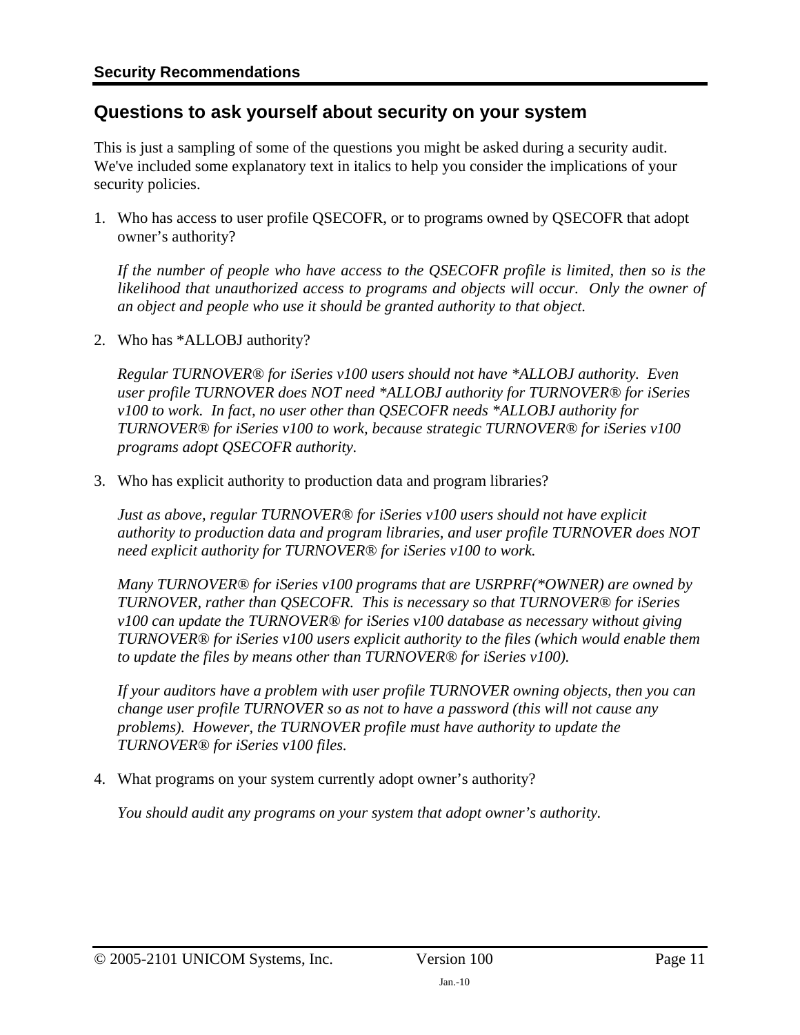## Questions to ask yourself about security on your system

This is just a sampling of some of the questions you might be asked during a security audit. We've included some explanatory text in italics to help you consider the implications of your security policies.

1. Who has access to user profile QSECOFR, or to programs owned by QSECOFR that adopt owner's authority?

   *If the number of people who have access to the QSECOFR profile is limited, then so is the likelihood that unauthorized access to programs and objects will occur. Only the owner of an object and people who use it should be granted authority to that object.*

2. Who has *ALLOBJ authority?

   *Regular TURNOVER® for iSeries v100 users should not have *ALLOBJ authority. Even user profile TURNOVER does NOT need *ALLOBJ authority for TURNOVER® for iSeries v100 to work. In fact, no user other than QSECOFR needs *ALLOBJ authority for TURNOVER® for iSeries v100 to work, because strategic TURNOVER® for iSeries v100 programs adopt QSECOFR authority.*

3. Who has explicit authority to production data and program libraries?

   *Just as above, regular TURNOVER® for iSeries v100 users should not have explicit authority to production data and program libraries, and user profile TURNOVER does NOT need explicit authority for TURNOVER® for iSeries v100 to work.*

   *Many TURNOVER® for iSeries v100 programs that are USRPRF(*OWNER) are owned by TURNOVER, rather than QSECOFR. This is necessary so that TURNOVER® for iSeries v100 can update the TURNOVER® for iSeries v100 database as necessary without giving TURNOVER® for iSeries v100 users explicit authority to the files (which would enable them to update the files by means other than TURNOVER® for iSeries v100).*

   *If your auditors have a problem with user profile TURNOVER owning objects, then you can change user profile TURNOVER so as not to have a password (this will not cause any problems). However, the TURNOVER profile must have authority to update the TURNOVER® for iSeries v100 files.*

4. What programs on your system currently adopt owner's authority?

   *You should audit any programs on your system that adopt owner's authority.*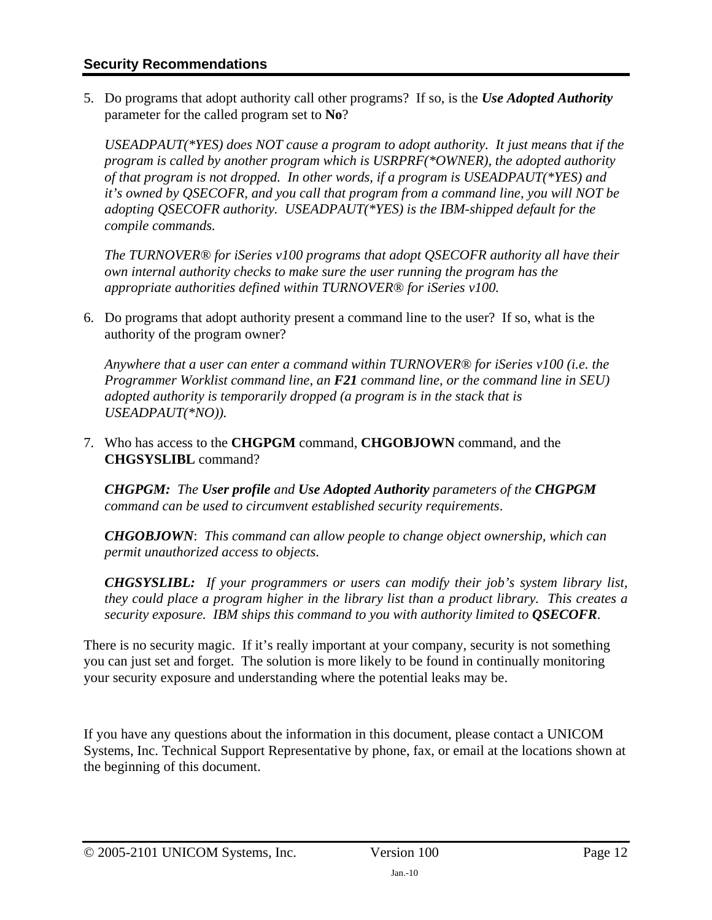5. Do programs that adopt authority call other programs? If so, is the ***Use Adopted Authority*** parameter for the called program set to **No**?

   *USEADPAUT(*YES) does NOT cause a program to adopt authority. It just means that if the program is called by another program which is USRPRF(*OWNER), the adopted authority of that program is not dropped. In other words, if a program is USEADPAUT(*YES) and it's owned by QSECOFR, and you call that program from a command line, you will NOT be adopting QSECOFR authority. USEADPAUT(*YES) is the IBM-shipped default for the compile commands.*

   *The TURNOVER® for iSeries v100 programs that adopt QSECOFR authority all have their own internal authority checks to make sure the user running the program has the appropriate authorities defined within TURNOVER® for iSeries v100.*

6. Do programs that adopt authority present a command line to the user? If so, what is the authority of the program owner?

   *Anywhere that a user can enter a command within TURNOVER® for iSeries v100 (i.e. the Programmer Worklist command line, an* ***F21*** *command line, or the command line in SEU) adopted authority is temporarily dropped (a program is in the stack that is USEADPAUT(*NO)).*

7. Who has access to the **CHGPGM** command, **CHGOBJOWN** command, and the **CHGSYSLIBL** command?

   ***CHGPGM:*** *The* ***User profile*** *and* ***Use Adopted Authority*** *parameters of the* ***CHGPGM*** *command can be used to circumvent established security requirements.*

   ***CHGOBJOWN****: This command can allow people to change object ownership, which can permit unauthorized access to objects.*

   ***CHGSYSLIBL:*** *If your programmers or users can modify their job's system library list, they could place a program higher in the library list than a product library. This creates a security exposure. IBM ships this command to you with authority limited to* ***QSECOFR****.*

There is no security magic. If it's really important at your company, security is not something you can just set and forget. The solution is more likely to be found in continually monitoring your security exposure and understanding where the potential leaks may be.

If you have any questions about the information in this document, please contact a UNICOM Systems, Inc. Technical Support Representative by phone, fax, or email at the locations shown at the beginning of this document.